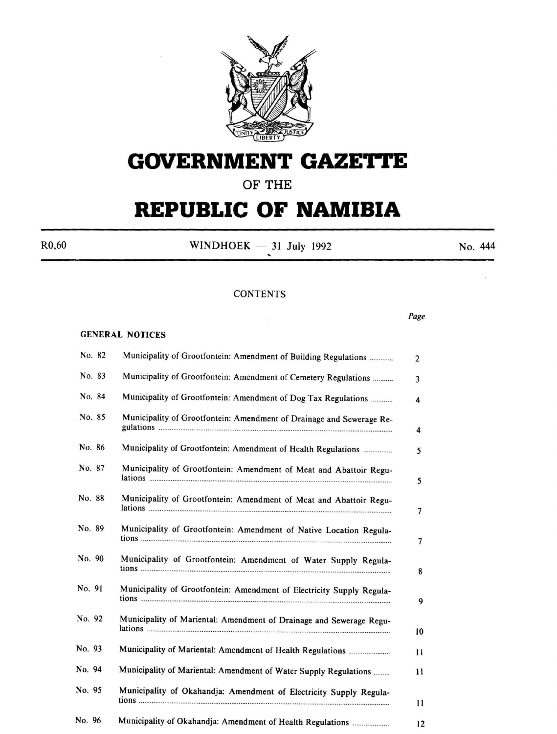# GOVERNMENT GAZETTE

## OF THE

# REPUBLIC OF NAMIBIA

R0,60 WINDHOEK — 31 July 1992 No. 444

CONTENTS

| | | Page |
|---|---|---|
| **GENERAL NOTICES** | | |
| No. 82 | Municipality of Grootfontein: Amendment of Building Regulations | 2 |
| No. 83 | Municipality of Grootfontein: Amendment of Cemetery Regulations | 3 |
| No. 84 | Municipality of Grootfontein: Amendment of Dog Tax Regulations | 4 |
| No. 85 | Municipality of Grootfontein: Amendment of Drainage and Sewerage Regulations | 4 |
| No. 86 | Municipality of Grootfontein: Amendment of Health Regulations | 5 |
| No. 87 | Municipality of Grootfontein: Amendment of Meat and Abattoir Regulations | 5 |
| No. 88 | Municipality of Grootfontein: Amendment of Meat and Abattoir Regulations | 7 |
| No. 89 | Municipality of Grootfontein: Amendment of Native Location Regulations | 7 |
| No. 90 | Municipality of Grootfontein: Amendment of Water Supply Regulations | 8 |
| No. 91 | Municipality of Grootfontein: Amendment of Electricity Supply Regulations | 9 |
| No. 92 | Municipality of Mariental: Amendment of Drainage and Sewerage Regulations | 10 |
| No. 93 | Municipality of Mariental: Amendment of Health Regulations | 11 |
| No. 94 | Municipality of Mariental: Amendment of Water Supply Regulations | 11 |
| No. 95 | Municipality of Okahandja: Amendment of Electricity Supply Regulations | 11 |
| No. 96 | Municipality of Okahandja: Amendment of Health Regulations | 12 |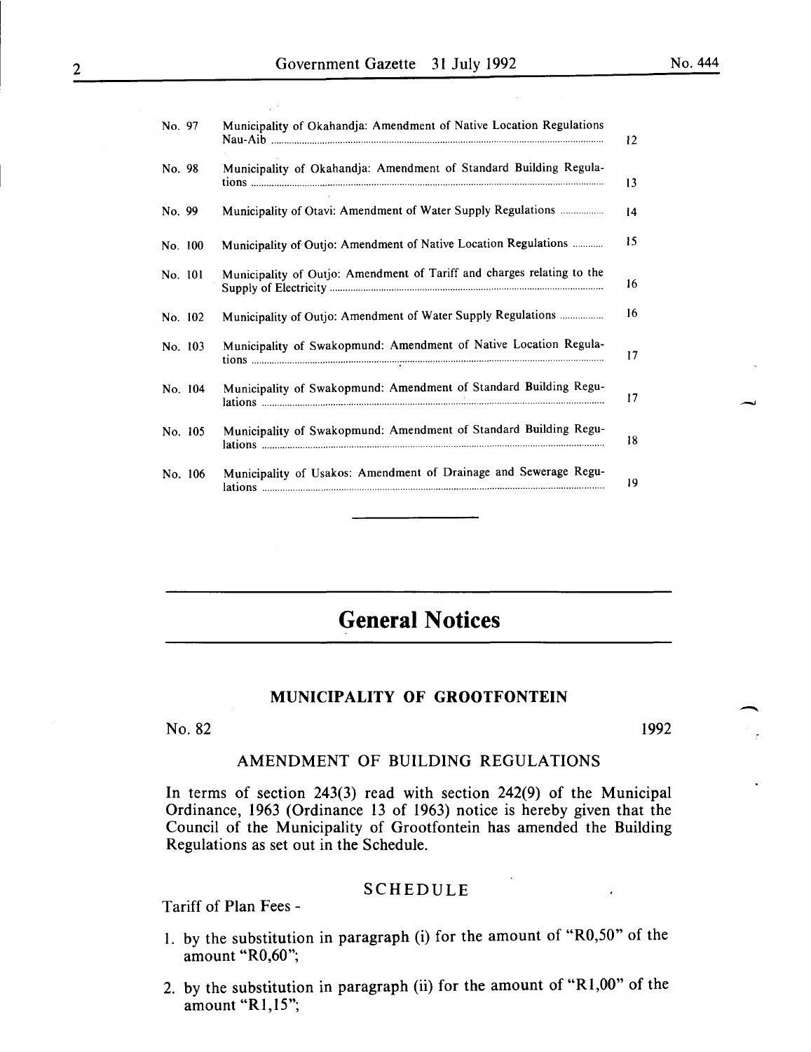| | | |
|---|---|---|
| No. 97 | Municipality of Okahandja: Amendment of Native Location Regulations Nau-Aib | 12 |
| No. 98 | Municipality of Okahandja: Amendment of Standard Building Regulations | 13 |
| No. 99 | Municipality of Otavi: Amendment of Water Supply Regulations | 14 |
| No. 100 | Municipality of Outjo: Amendment of Native Location Regulations | 15 |
| No. 101 | Municipality of Outjo: Amendment of Tariff and charges relating to the Supply of Electricity | 16 |
| No. 102 | Municipality of Outjo: Amendment of Water Supply Regulations | 16 |
| No. 103 | Municipality of Swakopmund: Amendment of Native Location Regulations | 17 |
| No. 104 | Municipality of Swakopmund: Amendment of Standard Building Regulations | 17 |
| No. 105 | Municipality of Swakopmund: Amendment of Standard Building Regulations | 18 |
| No. 106 | Municipality of Usakos: Amendment of Drainage and Sewerage Regulations | 19 |

# General Notices

## MUNICIPALITY OF GROOTFONTEIN

No. 82 1992

### AMENDMENT OF BUILDING REGULATIONS

In terms of section 243(3) read with section 242(9) of the Municipal Ordinance, 1963 (Ordinance 13 of 1963) notice is hereby given that the Council of the Municipality of Grootfontein has amended the Building Regulations as set out in the Schedule.

### SCHEDULE

Tariff of Plan Fees -

1. by the substitution in paragraph (i) for the amount of "R0,50" of the amount "R0,60";
2. by the substitution in paragraph (ii) for the amount of "R1,00" of the amount "R1,15";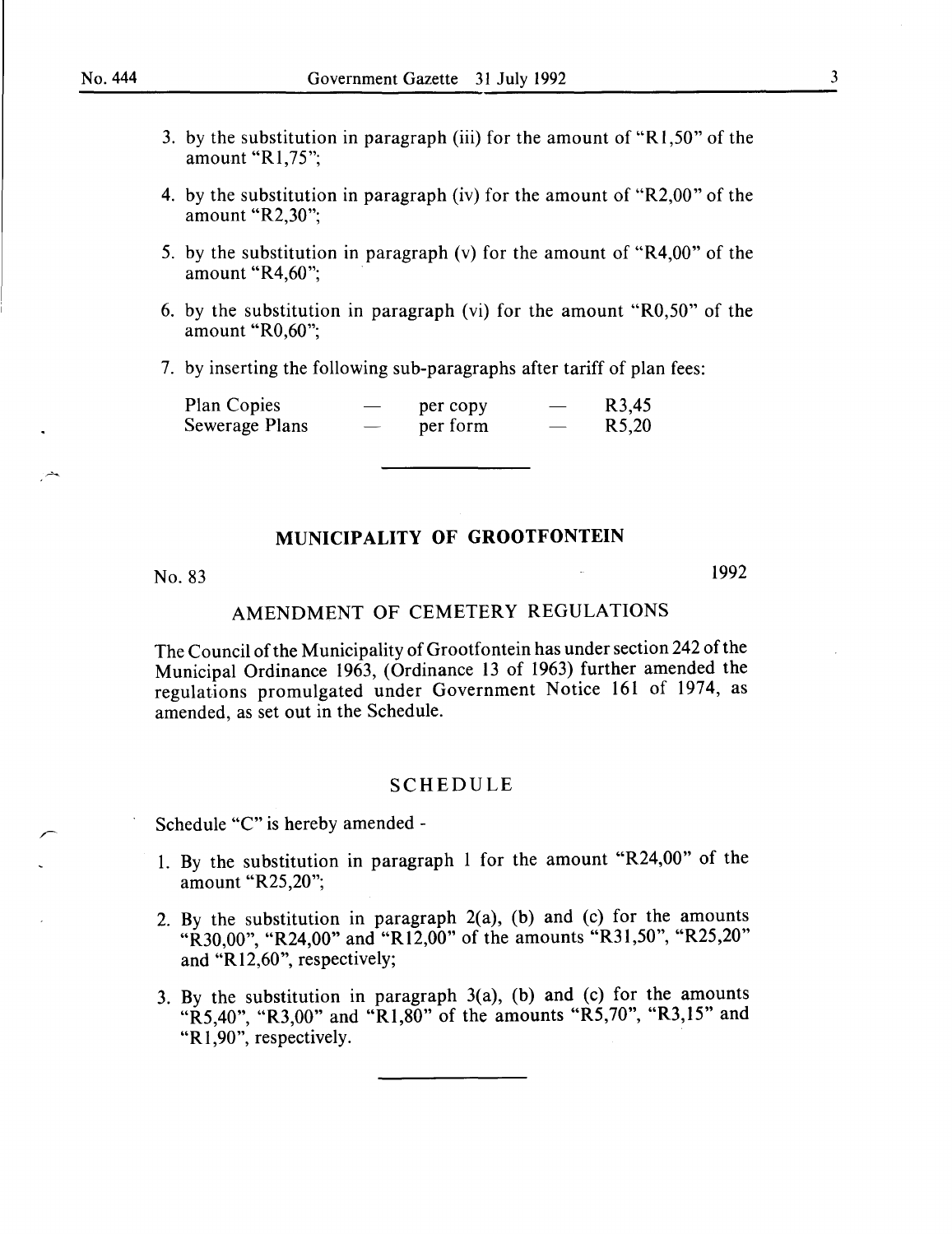3. by the substitution in paragraph (iii) for the amount of "R1,50" of the amount "R1,75";

4. by the substitution in paragraph (iv) for the amount of "R2,00" of the amount "R2,30";

5. by the substitution in paragraph (v) for the amount of "R4,00" of the amount "R4,60";

6. by the substitution in paragraph (vi) for the amount "R0,50" of the amount "R0,60";

7. by inserting the following sub-paragraphs after tariff of plan fees:

| | | | | |
|---|---|---|---|---|
| Plan Copies | — | per copy | — | R3,45 |
| Sewerage Plans | — | per form | — | R5,20 |

---

## MUNICIPALITY OF GROOTFONTEIN

No. 83 1992

### AMENDMENT OF CEMETERY REGULATIONS

The Council of the Municipality of Grootfontein has under section 242 of the Municipal Ordinance 1963, (Ordinance 13 of 1963) further amended the regulations promulgated under Government Notice 161 of 1974, as amended, as set out in the Schedule.

### SCHEDULE

Schedule "C" is hereby amended -

1. By the substitution in paragraph 1 for the amount "R24,00" of the amount "R25,20";

2. By the substitution in paragraph 2(a), (b) and (c) for the amounts "R30,00", "R24,00" and "R12,00" of the amounts "R31,50", "R25,20" and "R12,60", respectively;

3. By the substitution in paragraph 3(a), (b) and (c) for the amounts "R5,40", "R3,00" and "R1,80" of the amounts "R5,70", "R3,15" and "R1,90", respectively.

---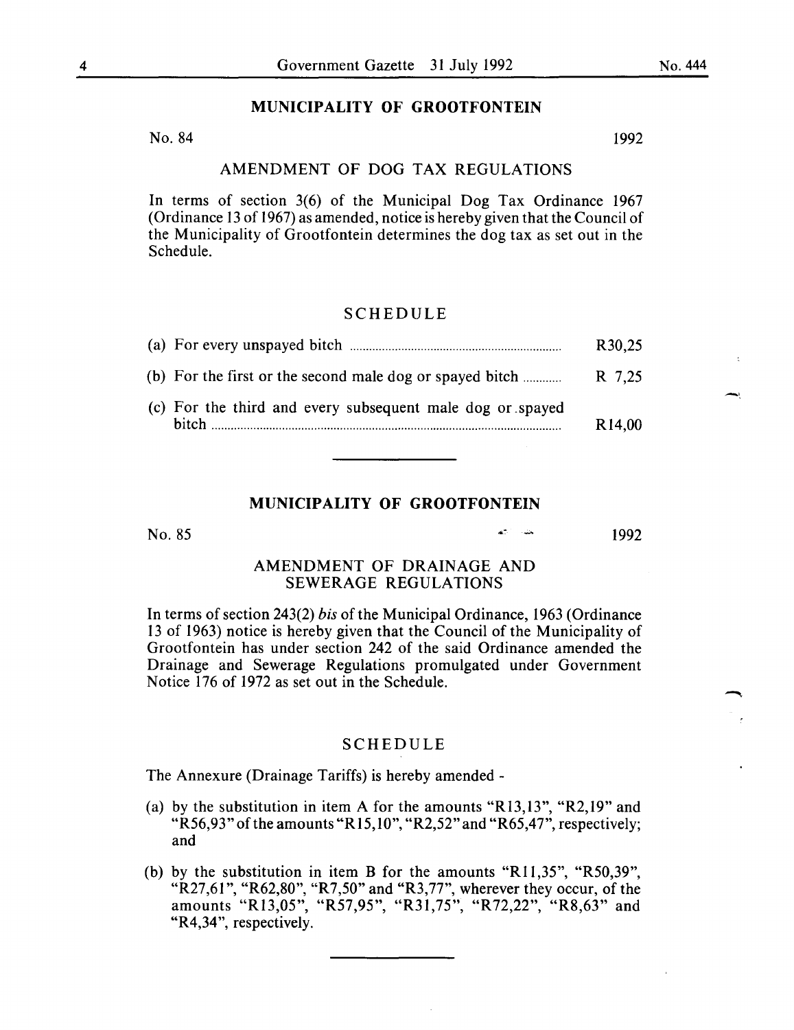## MUNICIPALITY OF GROOTFONTEIN

No. 84 1992

### AMENDMENT OF DOG TAX REGULATIONS

In terms of section 3(6) of the Municipal Dog Tax Ordinance 1967 (Ordinance 13 of 1967) as amended, notice is hereby given that the Council of the Municipality of Grootfontein determines the dog tax as set out in the Schedule.

### SCHEDULE

| | |
|---|---|
| (a) For every unspayed bitch | R30,25 |
| (b) For the first or the second male dog or spayed bitch | R 7,25 |
| (c) For the third and every subsequent male dog or spayed bitch | R14,00 |

---

## MUNICIPALITY OF GROOTFONTEIN

No. 85 1992

### AMENDMENT OF DRAINAGE AND SEWERAGE REGULATIONS

In terms of section 243(2) *bis* of the Municipal Ordinance, 1963 (Ordinance 13 of 1963) notice is hereby given that the Council of the Municipality of Grootfontein has under section 242 of the said Ordinance amended the Drainage and Sewerage Regulations promulgated under Government Notice 176 of 1972 as set out in the Schedule.

### SCHEDULE

The Annexure (Drainage Tariffs) is hereby amended -

(a) by the substitution in item A for the amounts "R13,13", "R2,19" and "R56,93" of the amounts "R15,10", "R2,52" and "R65,47", respectively; and

(b) by the substitution in item B for the amounts "R11,35", "R50,39", "R27,61", "R62,80", "R7,50" and "R3,77", wherever they occur, of the amounts "R13,05", "R57,95", "R31,75", "R72,22", "R8,63" and "R4,34", respectively.

---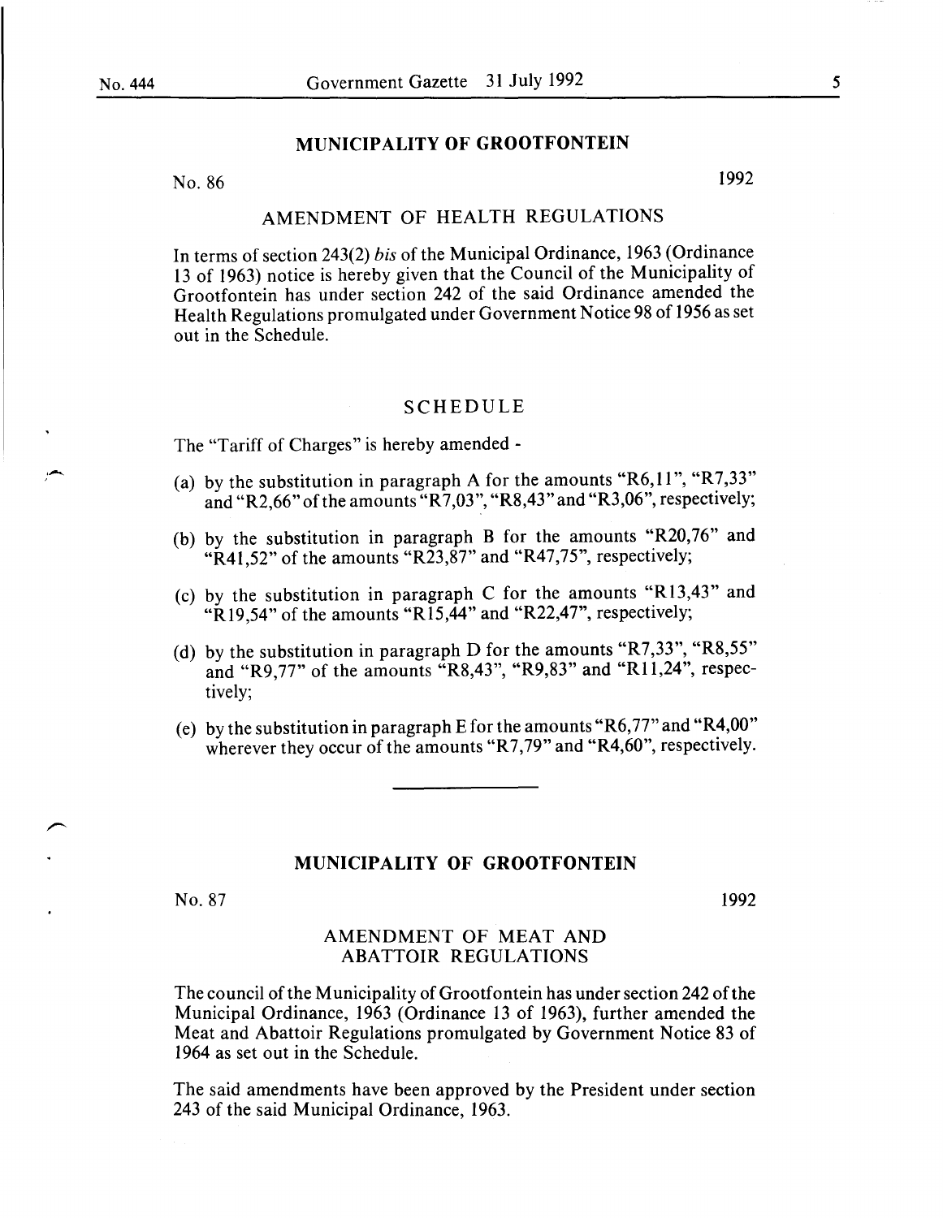## MUNICIPALITY OF GROOTFONTEIN

No. 86 1992

### AMENDMENT OF HEALTH REGULATIONS

In terms of section 243(2) *bis* of the Municipal Ordinance, 1963 (Ordinance 13 of 1963) notice is hereby given that the Council of the Municipality of Grootfontein has under section 242 of the said Ordinance amended the Health Regulations promulgated under Government Notice 98 of 1956 as set out in the Schedule.

### SCHEDULE

The "Tariff of Charges" is hereby amended -

(a) by the substitution in paragraph A for the amounts "R6,11", "R7,33" and "R2,66" of the amounts "R7,03", "R8,43" and "R3,06", respectively;

(b) by the substitution in paragraph B for the amounts "R20,76" and "R41,52" of the amounts "R23,87" and "R47,75", respectively;

(c) by the substitution in paragraph C for the amounts "R13,43" and "R19,54" of the amounts "R15,44" and "R22,47", respectively;

(d) by the substitution in paragraph D for the amounts "R7,33", "R8,55" and "R9,77" of the amounts "R8,43", "R9,83" and "R11,24", respectively;

(e) by the substitution in paragraph E for the amounts "R6,77" and "R4,00" wherever they occur of the amounts "R7,79" and "R4,60", respectively.

---

## MUNICIPALITY OF GROOTFONTEIN

No. 87 1992

### AMENDMENT OF MEAT AND ABATTOIR REGULATIONS

The council of the Municipality of Grootfontein has under section 242 of the Municipal Ordinance, 1963 (Ordinance 13 of 1963), further amended the Meat and Abattoir Regulations promulgated by Government Notice 83 of 1964 as set out in the Schedule.

The said amendments have been approved by the President under section 243 of the said Municipal Ordinance, 1963.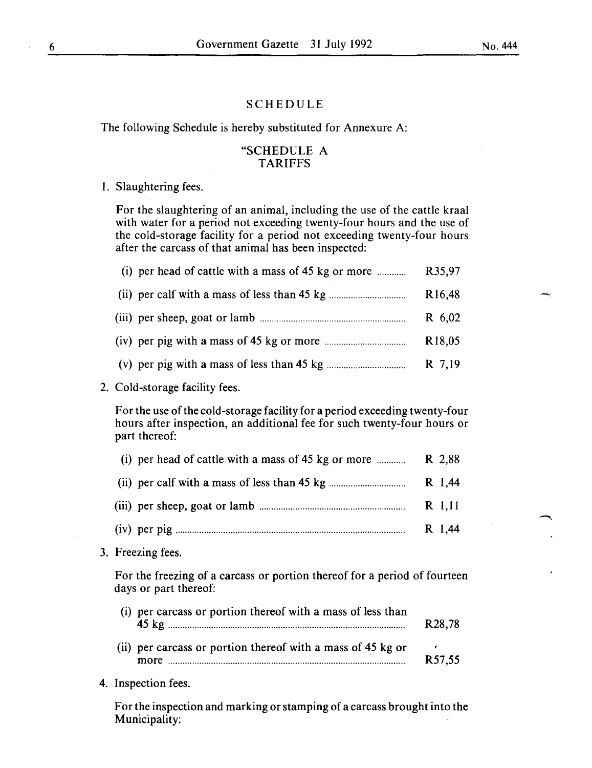## SCHEDULE

The following Schedule is hereby substituted for Annexure A:

### "SCHEDULE A
### TARIFFS

1. Slaughtering fees.

   For the slaughtering of an animal, including the use of the cattle kraal with water for a period not exceeding twenty-four hours and the use of the cold-storage facility for a period not exceeding twenty-four hours after the carcass of that animal has been inspected:

   (i) per head of cattle with a mass of 45 kg or more ............ R35,97

   (ii) per calf with a mass of less than 45 kg ............ R16,48

   (iii) per sheep, goat or lamb ............ R 6,02

   (iv) per pig with a mass of 45 kg or more ............ R18,05

   (v) per pig with a mass of less than 45 kg ............ R 7,19

2. Cold-storage facility fees.

   For the use of the cold-storage facility for a period exceeding twenty-four hours after inspection, an additional fee for such twenty-four hours or part thereof:

   (i) per head of cattle with a mass of 45 kg or more ............ R 2,88

   (ii) per calf with a mass of less than 45 kg ............ R 1,44

   (iii) per sheep, goat or lamb ............ R 1,11

   (iv) per pig ............ R 1,44

3. Freezing fees.

   For the freezing of a carcass or portion thereof for a period of fourteen days or part thereof:

   (i) per carcass or portion thereof with a mass of less than 45 kg ............ R28,78

   (ii) per carcass or portion thereof with a mass of 45 kg or more ............ R57,55

4. Inspection fees.

   For the inspection and marking or stamping of a carcass brought into the Municipality: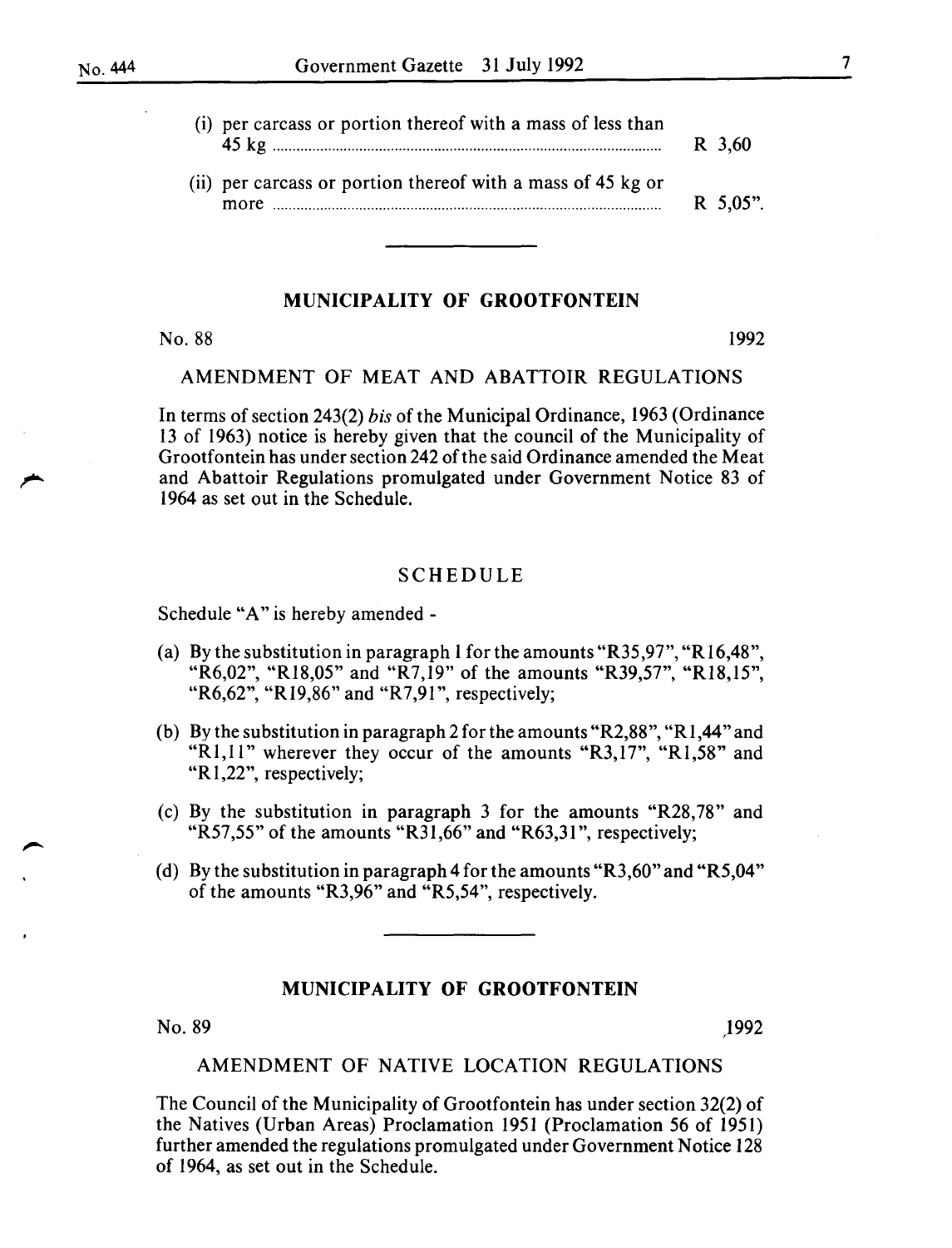(i) per carcass or portion thereof with a mass of less than 45 kg ........ R 3,60

(ii) per carcass or portion thereof with a mass of 45 kg or more ........ R 5,05".

## MUNICIPALITY OF GROOTFONTEIN

No. 88 1992

### AMENDMENT OF MEAT AND ABATTOIR REGULATIONS

In terms of section 243(2) *bis* of the Municipal Ordinance, 1963 (Ordinance 13 of 1963) notice is hereby given that the council of the Municipality of Grootfontein has under section 242 of the said Ordinance amended the Meat and Abattoir Regulations promulgated under Government Notice 83 of 1964 as set out in the Schedule.

### SCHEDULE

Schedule "A" is hereby amended -

(a) By the substitution in paragraph 1 for the amounts "R35,97", "R16,48", "R6,02", "R18,05" and "R7,19" of the amounts "R39,57", "R18,15", "R6,62", "R19,86" and "R7,91", respectively;

(b) By the substitution in paragraph 2 for the amounts "R2,88", "R1,44" and "R1,11" wherever they occur of the amounts "R3,17", "R1,58" and "R1,22", respectively;

(c) By the substitution in paragraph 3 for the amounts "R28,78" and "R57,55" of the amounts "R31,66" and "R63,31", respectively;

(d) By the substitution in paragraph 4 for the amounts "R3,60" and "R5,04" of the amounts "R3,96" and "R5,54", respectively.

## MUNICIPALITY OF GROOTFONTEIN

No. 89 1992

### AMENDMENT OF NATIVE LOCATION REGULATIONS

The Council of the Municipality of Grootfontein has under section 32(2) of the Natives (Urban Areas) Proclamation 1951 (Proclamation 56 of 1951) further amended the regulations promulgated under Government Notice 128 of 1964, as set out in the Schedule.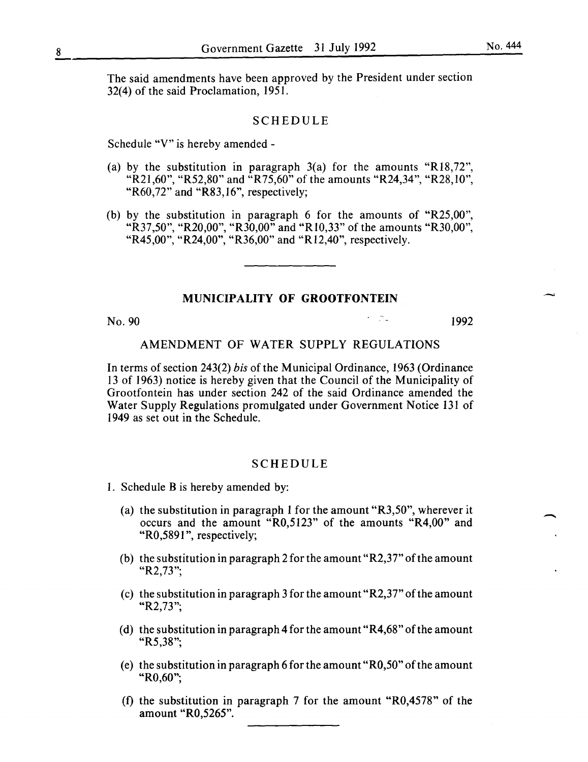The said amendments have been approved by the President under section 32(4) of the said Proclamation, 1951.

## SCHEDULE

Schedule "V" is hereby amended -

(a) by the substitution in paragraph 3(a) for the amounts "R18,72", "R21,60", "R52,80" and "R75,60" of the amounts "R24,34", "R28,10", "R60,72" and "R83,16", respectively;

(b) by the substitution in paragraph 6 for the amounts of "R25,00", "R37,50", "R20,00", "R30,00" and "R10,33" of the amounts "R30,00", "R45,00", "R24,00", "R36,00" and "R12,40", respectively.

---

## MUNICIPALITY OF GROOTFONTEIN

No. 90 1992

### AMENDMENT OF WATER SUPPLY REGULATIONS

In terms of section 243(2) *bis* of the Municipal Ordinance, 1963 (Ordinance 13 of 1963) notice is hereby given that the Council of the Municipality of Grootfontein has under section 242 of the said Ordinance amended the Water Supply Regulations promulgated under Government Notice 131 of 1949 as set out in the Schedule.

## SCHEDULE

1. Schedule B is hereby amended by:

   (a) the substitution in paragraph 1 for the amount "R3,50", wherever it occurs and the amount "R0,5123" of the amounts "R4,00" and "R0,5891", respectively;

   (b) the substitution in paragraph 2 for the amount "R2,37" of the amount "R2,73";

   (c) the substitution in paragraph 3 for the amount "R2,37" of the amount "R2,73";

   (d) the substitution in paragraph 4 for the amount "R4,68" of the amount "R5,38";

   (e) the substitution in paragraph 6 for the amount "R0,50" of the amount "R0,60";

   (f) the substitution in paragraph 7 for the amount "R0,4578" of the amount "R0,5265".

---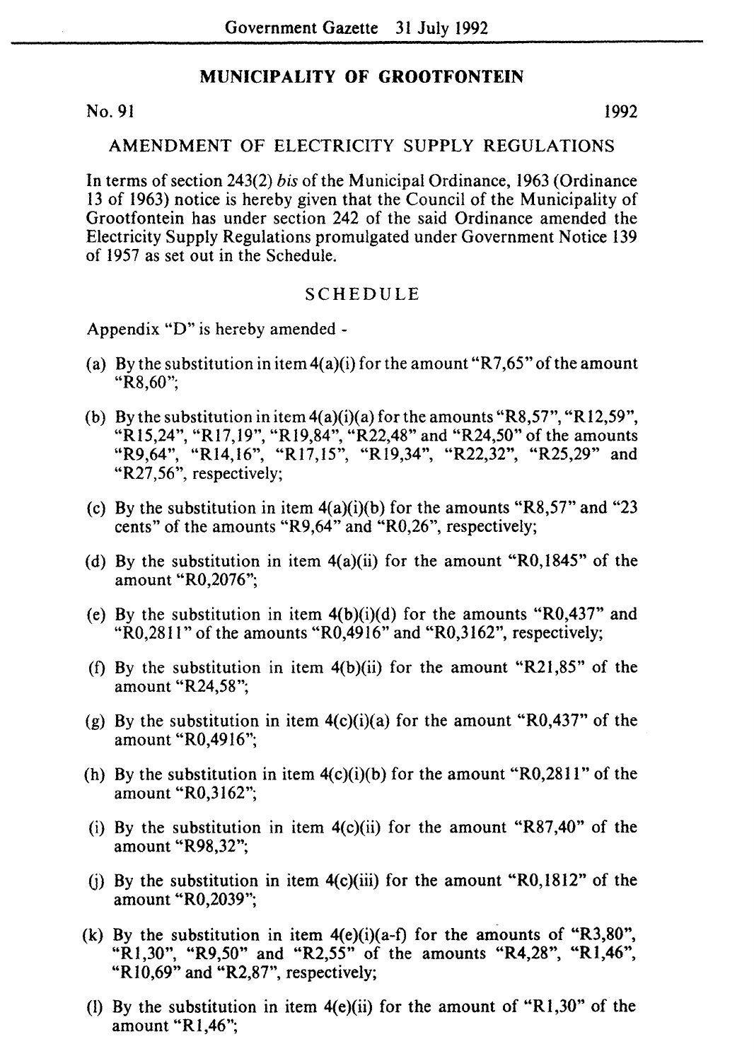## MUNICIPALITY OF GROOTFONTEIN

No. 91 1992

### AMENDMENT OF ELECTRICITY SUPPLY REGULATIONS

In terms of section 243(2) *bis* of the Municipal Ordinance, 1963 (Ordinance 13 of 1963) notice is hereby given that the Council of the Municipality of Grootfontein has under section 242 of the said Ordinance amended the Electricity Supply Regulations promulgated under Government Notice 139 of 1957 as set out in the Schedule.

### SCHEDULE

Appendix "D" is hereby amended -

(a) By the substitution in item 4(a)(i) for the amount "R7,65" of the amount "R8,60";

(b) By the substitution in item 4(a)(i)(a) for the amounts "R8,57", "R12,59", "R15,24", "R17,19", "R19,84", "R22,48" and "R24,50" of the amounts "R9,64", "R14,16", "R17,15", "R19,34", "R22,32", "R25,29" and "R27,56", respectively;

(c) By the substitution in item 4(a)(i)(b) for the amounts "R8,57" and "23 cents" of the amounts "R9,64" and "R0,26", respectively;

(d) By the substitution in item 4(a)(ii) for the amount "R0,1845" of the amount "R0,2076";

(e) By the substitution in item 4(b)(i)(d) for the amounts "R0,437" and "R0,2811" of the amounts "R0,4916" and "R0,3162", respectively;

(f) By the substitution in item 4(b)(ii) for the amount "R21,85" of the amount "R24,58";

(g) By the substitution in item 4(c)(i)(a) for the amount "R0,437" of the amount "R0,4916";

(h) By the substitution in item 4(c)(i)(b) for the amount "R0,2811" of the amount "R0,3162";

(i) By the substitution in item 4(c)(ii) for the amount "R87,40" of the amount "R98,32";

(j) By the substitution in item 4(c)(iii) for the amount "R0,1812" of the amount "R0,2039";

(k) By the substitution in item 4(e)(i)(a-f) for the amounts of "R3,80", "R1,30", "R9,50" and "R2,55" of the amounts "R4,28", "R1,46", "R10,69" and "R2,87", respectively;

(l) By the substitution in item 4(e)(ii) for the amount of "R1,30" of the amount "R1,46";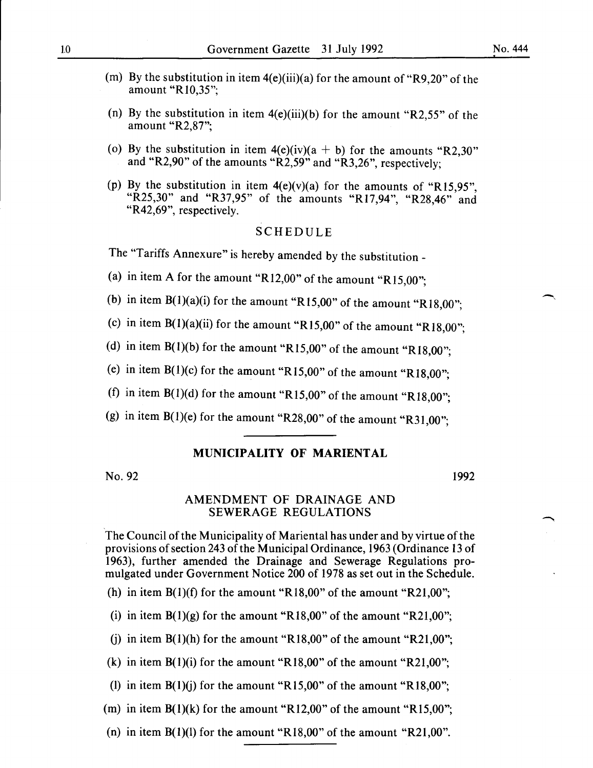(m) By the substitution in item 4(e)(iii)(a) for the amount of "R9,20" of the amount "R10,35";

(n) By the substitution in item 4(e)(iii)(b) for the amount "R2,55" of the amount "R2,87";

(o) By the substitution in item 4(e)(iv)(a + b) for the amounts "R2,30" and "R2,90" of the amounts "R2,59" and "R3,26", respectively;

(p) By the substitution in item 4(e)(v)(a) for the amounts of "R15,95", "R25,30" and "R37,95" of the amounts "R17,94", "R28,46" and "R42,69", respectively.

SCHEDULE

The "Tariffs Annexure" is hereby amended by the substitution -

(a) in item A for the amount "R12,00" of the amount "R15,00";

(b) in item B(1)(a)(i) for the amount "R15,00" of the amount "R18,00";

(c) in item B(1)(a)(ii) for the amount "R15,00" of the amount "R18,00";

(d) in item B(1)(b) for the amount "R15,00" of the amount "R18,00";

(e) in item B(1)(c) for the amount "R15,00" of the amount "R18,00";

(f) in item B(1)(d) for the amount "R15,00" of the amount "R18,00";

(g) in item B(1)(e) for the amount "R28,00" of the amount "R31,00";

---

## MUNICIPALITY OF MARIENTAL

No. 92 1992

### AMENDMENT OF DRAINAGE AND SEWERAGE REGULATIONS

The Council of the Municipality of Mariental has under and by virtue of the provisions of section 243 of the Municipal Ordinance, 1963 (Ordinance 13 of 1963), further amended the Drainage and Sewerage Regulations promulgated under Government Notice 200 of 1978 as set out in the Schedule.

(h) in item B(1)(f) for the amount "R18,00" of the amount "R21,00";

(i) in item B(1)(g) for the amount "R18,00" of the amount "R21,00";

(j) in item B(1)(h) for the amount "R18,00" of the amount "R21,00";

(k) in item B(1)(i) for the amount "R18,00" of the amount "R21,00";

(l) in item B(1)(j) for the amount "R15,00" of the amount "R18,00";

(m) in item B(1)(k) for the amount "R12,00" of the amount "R15,00";

(n) in item B(1)(l) for the amount "R18,00" of the amount "R21,00".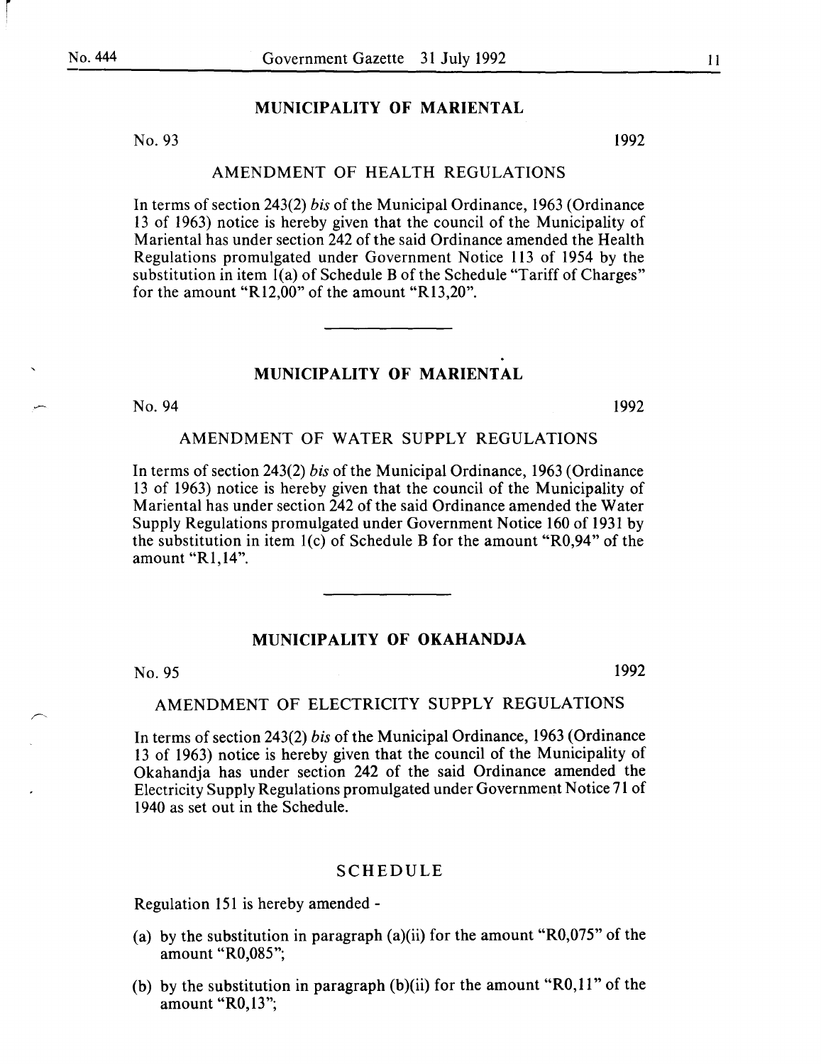## MUNICIPALITY OF MARIENTAL

No. 93 1992

### AMENDMENT OF HEALTH REGULATIONS

In terms of section 243(2) *bis* of the Municipal Ordinance, 1963 (Ordinance 13 of 1963) notice is hereby given that the council of the Municipality of Mariental has under section 242 of the said Ordinance amended the Health Regulations promulgated under Government Notice 113 of 1954 by the substitution in item 1(a) of Schedule B of the Schedule "Tariff of Charges" for the amount "R12,00" of the amount "R13,20".

## MUNICIPALITY OF MARIENTAL

No. 94 1992

### AMENDMENT OF WATER SUPPLY REGULATIONS

In terms of section 243(2) *bis* of the Municipal Ordinance, 1963 (Ordinance 13 of 1963) notice is hereby given that the council of the Municipality of Mariental has under section 242 of the said Ordinance amended the Water Supply Regulations promulgated under Government Notice 160 of 1931 by the substitution in item 1(c) of Schedule B for the amount "R0,94" of the amount "R1,14".

## MUNICIPALITY OF OKAHANDJA

No. 95 1992

### AMENDMENT OF ELECTRICITY SUPPLY REGULATIONS

In terms of section 243(2) *bis* of the Municipal Ordinance, 1963 (Ordinance 13 of 1963) notice is hereby given that the council of the Municipality of Okahandja has under section 242 of the said Ordinance amended the Electricity Supply Regulations promulgated under Government Notice 71 of 1940 as set out in the Schedule.

### SCHEDULE

Regulation 151 is hereby amended -

(a) by the substitution in paragraph (a)(ii) for the amount "R0,075" of the amount "R0,085";

(b) by the substitution in paragraph (b)(ii) for the amount "R0,11" of the amount "R0,13";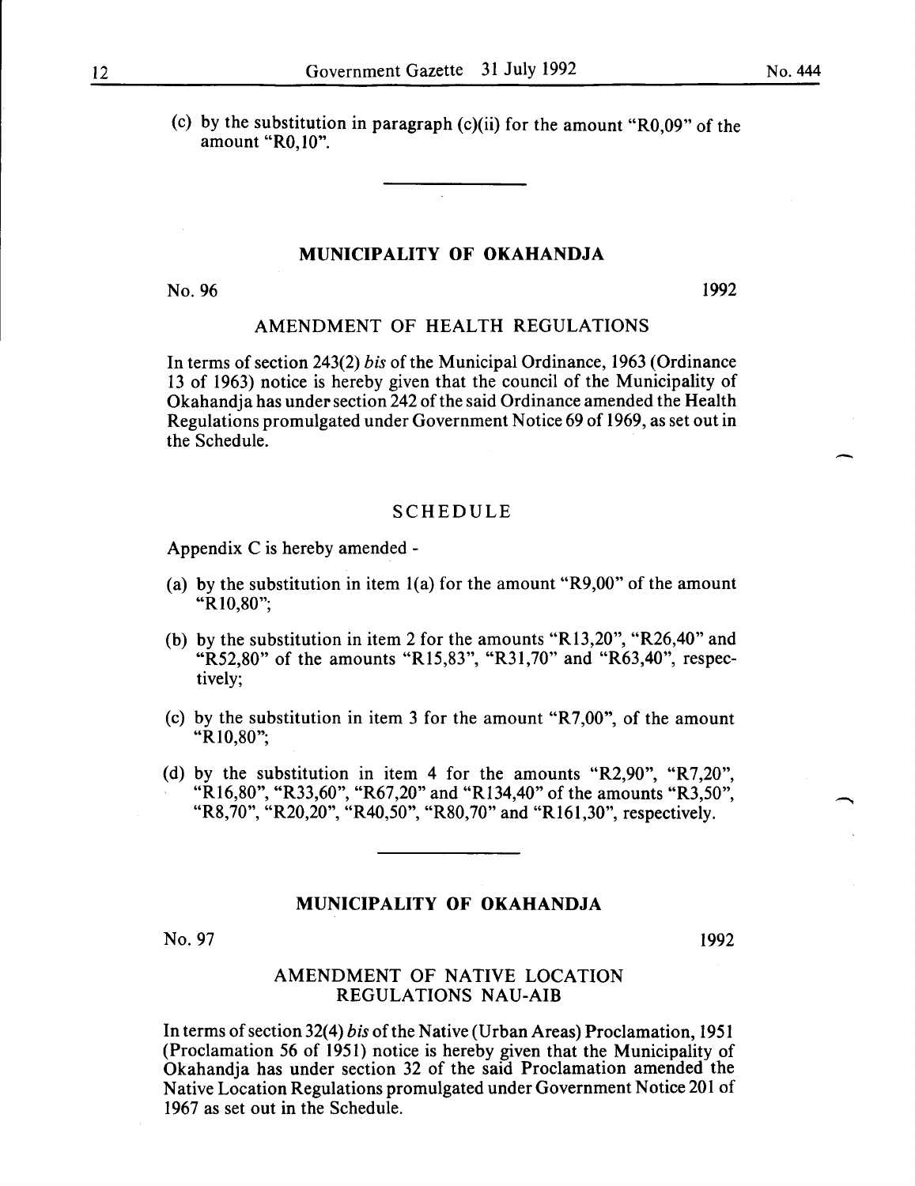(c) by the substitution in paragraph (c)(ii) for the amount "R0,09" of the amount "R0,10".

---

## MUNICIPALITY OF OKAHANDJA

No. 96 1992

### AMENDMENT OF HEALTH REGULATIONS

In terms of section 243(2) *bis* of the Municipal Ordinance, 1963 (Ordinance 13 of 1963) notice is hereby given that the council of the Municipality of Okahandja has under section 242 of the said Ordinance amended the Health Regulations promulgated under Government Notice 69 of 1969, as set out in the Schedule.

### SCHEDULE

Appendix C is hereby amended -

(a) by the substitution in item 1(a) for the amount "R9,00" of the amount "R10,80";

(b) by the substitution in item 2 for the amounts "R13,20", "R26,40" and "R52,80" of the amounts "R15,83", "R31,70" and "R63,40", respectively;

(c) by the substitution in item 3 for the amount "R7,00", of the amount "R10,80";

(d) by the substitution in item 4 for the amounts "R2,90", "R7,20", "R16,80", "R33,60", "R67,20" and "R134,40" of the amounts "R3,50", "R8,70", "R20,20", "R40,50", "R80,70" and "R161,30", respectively.

---

## MUNICIPALITY OF OKAHANDJA

No. 97 1992

### AMENDMENT OF NATIVE LOCATION REGULATIONS NAU-AIB

In terms of section 32(4) *bis* of the Native (Urban Areas) Proclamation, 1951 (Proclamation 56 of 1951) notice is hereby given that the Municipality of Okahandja has under section 32 of the said Proclamation amended the Native Location Regulations promulgated under Government Notice 201 of 1967 as set out in the Schedule.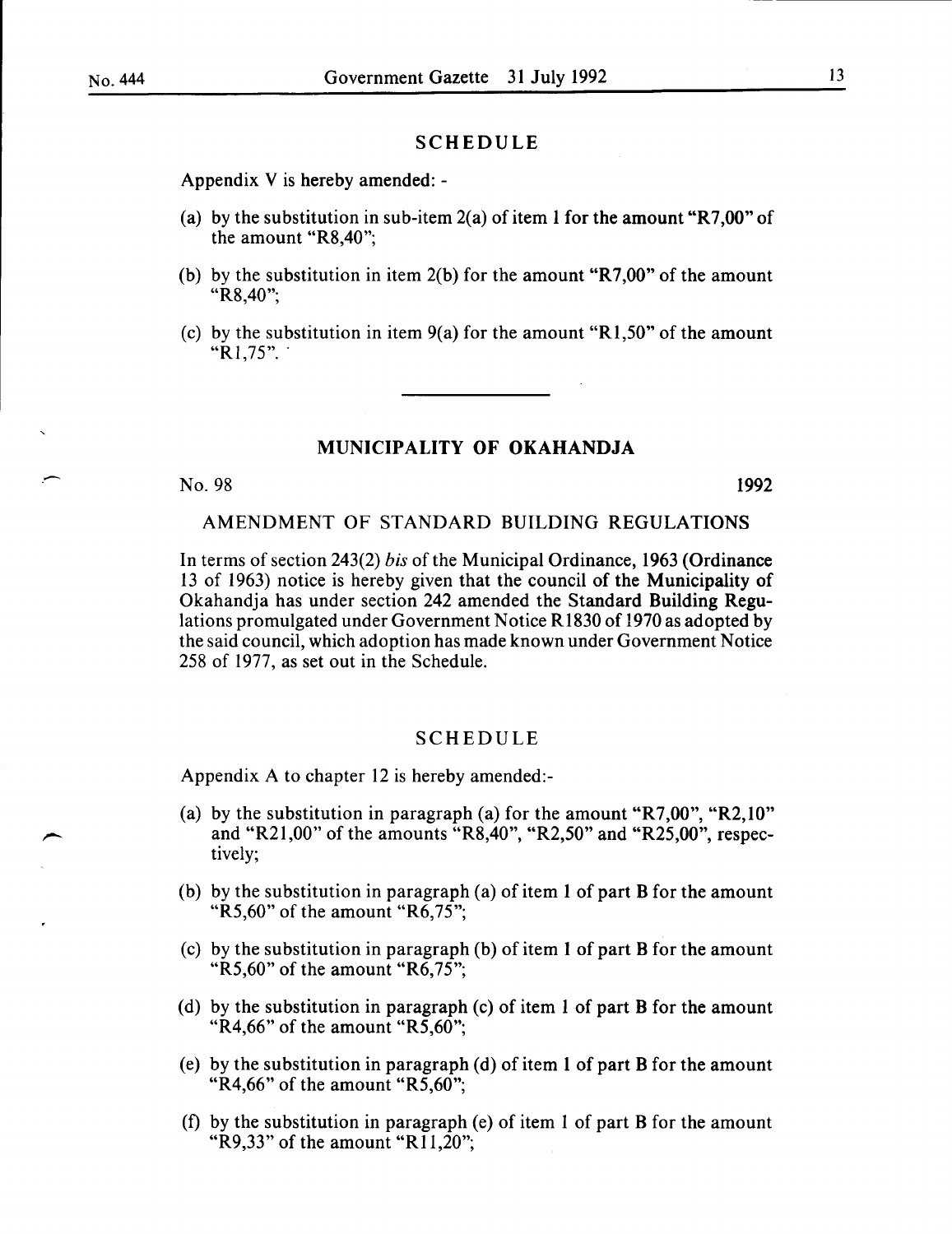## SCHEDULE

Appendix V is hereby amended: -

(a) by the substitution in sub-item 2(a) of item 1 for the amount "R7,00" of the amount "R8,40";

(b) by the substitution in item 2(b) for the amount "R7,00" of the amount "R8,40";

(c) by the substitution in item 9(a) for the amount "R1,50" of the amount "R1,75".

---

## MUNICIPALITY OF OKAHANDJA

No. 98 **1992**

AMENDMENT OF STANDARD BUILDING REGULATIONS

In terms of section 243(2) *bis* of the Municipal Ordinance, 1963 (Ordinance 13 of 1963) notice is hereby given that the council of the Municipality of Okahandja has under section 242 amended the Standard Building Regulations promulgated under Government Notice R1830 of 1970 as adopted by the said council, which adoption has made known under Government Notice 258 of 1977, as set out in the Schedule.

## SCHEDULE

Appendix A to chapter 12 is hereby amended:-

(a) by the substitution in paragraph (a) for the amount "R7,00", "R2,10" and "R21,00" of the amounts "R8,40", "R2,50" and "R25,00", respectively;

(b) by the substitution in paragraph (a) of item 1 of part B for the amount "R5,60" of the amount "R6,75";

(c) by the substitution in paragraph (b) of item 1 of part B for the amount "R5,60" of the amount "R6,75";

(d) by the substitution in paragraph (c) of item 1 of part B for the amount "R4,66" of the amount "R5,60";

(e) by the substitution in paragraph (d) of item 1 of part B for the amount "R4,66" of the amount "R5,60";

(f) by the substitution in paragraph (e) of item 1 of part B for the amount "R9,33" of the amount "R11,20";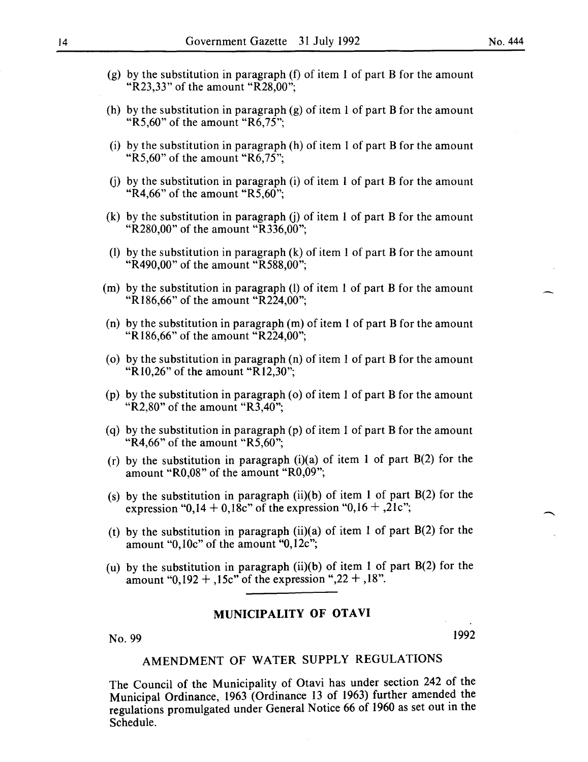(g) by the substitution in paragraph (f) of item 1 of part B for the amount "R23,33" of the amount "R28,00";

(h) by the substitution in paragraph (g) of item 1 of part B for the amount "R5,60" of the amount "R6,75";

(i) by the substitution in paragraph (h) of item 1 of part B for the amount "R5,60" of the amount "R6,75";

(j) by the substitution in paragraph (i) of item 1 of part B for the amount "R4,66" of the amount "R5,60";

(k) by the substitution in paragraph (j) of item 1 of part B for the amount "R280,00" of the amount "R336,00";

(l) by the substitution in paragraph (k) of item 1 of part B for the amount "R490,00" of the amount "R588,00";

(m) by the substitution in paragraph (l) of item 1 of part B for the amount "R186,66" of the amount "R224,00";

(n) by the substitution in paragraph (m) of item 1 of part B for the amount "R186,66" of the amount "R224,00";

(o) by the substitution in paragraph (n) of item 1 of part B for the amount "R10,26" of the amount "R12,30";

(p) by the substitution in paragraph (o) of item 1 of part B for the amount "R2,80" of the amount "R3,40";

(q) by the substitution in paragraph (p) of item 1 of part B for the amount "R4,66" of the amount "R5,60";

(r) by the substitution in paragraph (i)(a) of item 1 of part B(2) for the amount "R0,08" of the amount "R0,09";

(s) by the substitution in paragraph (ii)(b) of item 1 of part B(2) for the expression "0,14 + 0,18c" of the expression "0,16 + ,21c";

(t) by the substitution in paragraph (ii)(a) of item 1 of part B(2) for the amount "0,10c" of the amount "0,12c";

(u) by the substitution in paragraph (ii)(b) of item 1 of part B(2) for the amount "0,192 + ,15c" of the expression ",22 + ,18".

---

## MUNICIPALITY OF OTAVI

No. 99 1992

### AMENDMENT OF WATER SUPPLY REGULATIONS

The Council of the Municipality of Otavi has under section 242 of the Municipal Ordinance, 1963 (Ordinance 13 of 1963) further amended the regulations promulgated under General Notice 66 of 1960 as set out in the Schedule.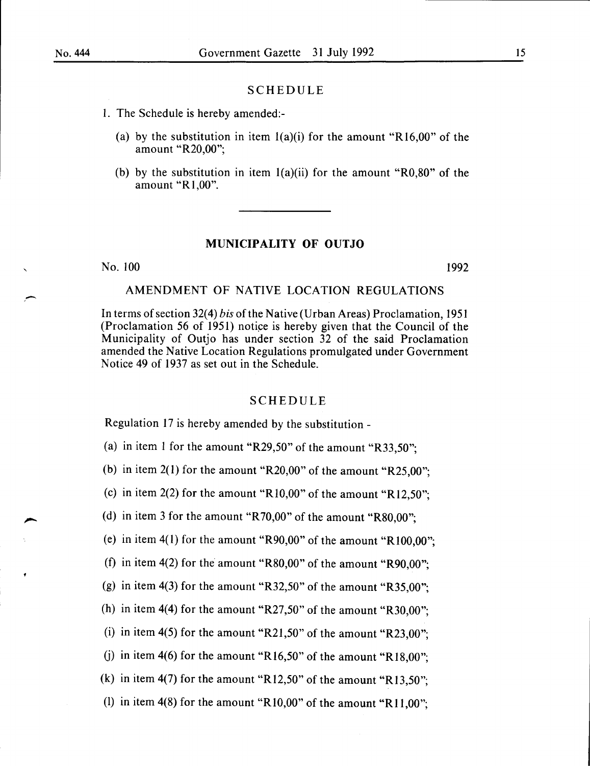## SCHEDULE

1. The Schedule is hereby amended:-

   (a) by the substitution in item 1(a)(i) for the amount "R16,00" of the amount "R20,00";

   (b) by the substitution in item 1(a)(ii) for the amount "R0,80" of the amount "R1,00".

---

## MUNICIPALITY OF OUTJO

No. 100 1992

### AMENDMENT OF NATIVE LOCATION REGULATIONS

In terms of section 32(4) *bis* of the Native (Urban Areas) Proclamation, 1951 (Proclamation 56 of 1951) notice is hereby given that the Council of the Municipality of Outjo has under section 32 of the said Proclamation amended the Native Location Regulations promulgated under Government Notice 49 of 1937 as set out in the Schedule.

## SCHEDULE

Regulation 17 is hereby amended by the substitution -

(a) in item 1 for the amount "R29,50" of the amount "R33,50";

(b) in item 2(1) for the amount "R20,00" of the amount "R25,00";

(c) in item 2(2) for the amount "R10,00" of the amount "R12,50";

(d) in item 3 for the amount "R70,00" of the amount "R80,00";

(e) in item 4(1) for the amount "R90,00" of the amount "R100,00";

(f) in item 4(2) for the amount "R80,00" of the amount "R90,00";

(g) in item 4(3) for the amount "R32,50" of the amount "R35,00";

(h) in item 4(4) for the amount "R27,50" of the amount "R30,00";

(i) in item 4(5) for the amount "R21,50" of the amount "R23,00";

(j) in item 4(6) for the amount "R16,50" of the amount "R18,00";

(k) in item 4(7) for the amount "R12,50" of the amount "R13,50";

(l) in item 4(8) for the amount "R10,00" of the amount "R11,00";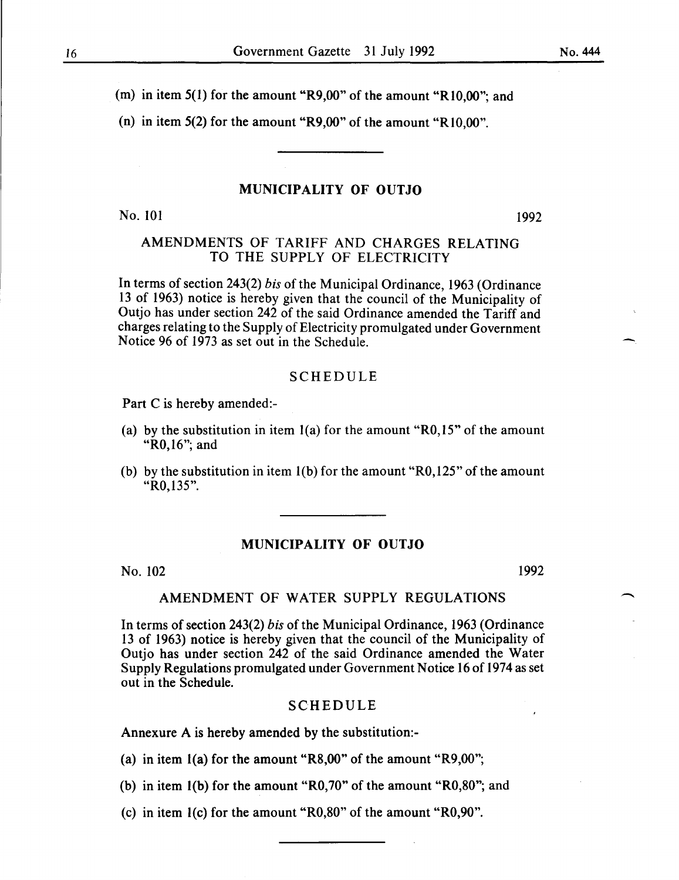(m) in item 5(1) for the amount "R9,00" of the amount "R10,00"; and

(n) in item 5(2) for the amount "R9,00" of the amount "R10,00".

## MUNICIPALITY OF OUTJO

No. 101 1992

### AMENDMENTS OF TARIFF AND CHARGES RELATING TO THE SUPPLY OF ELECTRICITY

In terms of section 243(2) *bis* of the Municipal Ordinance, 1963 (Ordinance 13 of 1963) notice is hereby given that the council of the Municipality of Outjo has under section 242 of the said Ordinance amended the Tariff and charges relating to the Supply of Electricity promulgated under Government Notice 96 of 1973 as set out in the Schedule.

### SCHEDULE

Part C is hereby amended:-

(a) by the substitution in item 1(a) for the amount "R0,15" of the amount "R0,16"; and

(b) by the substitution in item 1(b) for the amount "R0,125" of the amount "R0,135".

## MUNICIPALITY OF OUTJO

No. 102 1992

### AMENDMENT OF WATER SUPPLY REGULATIONS

In terms of section 243(2) *bis* of the Municipal Ordinance, 1963 (Ordinance 13 of 1963) notice is hereby given that the council of the Municipality of Outjo has under section 242 of the said Ordinance amended the Water Supply Regulations promulgated under Government Notice 16 of 1974 as set out in the Schedule.

### SCHEDULE

Annexure A is hereby amended by the substitution:-

(a) in item 1(a) for the amount "R8,00" of the amount "R9,00";

(b) in item 1(b) for the amount "R0,70" of the amount "R0,80"; and

(c) in item 1(c) for the amount "R0,80" of the amount "R0,90".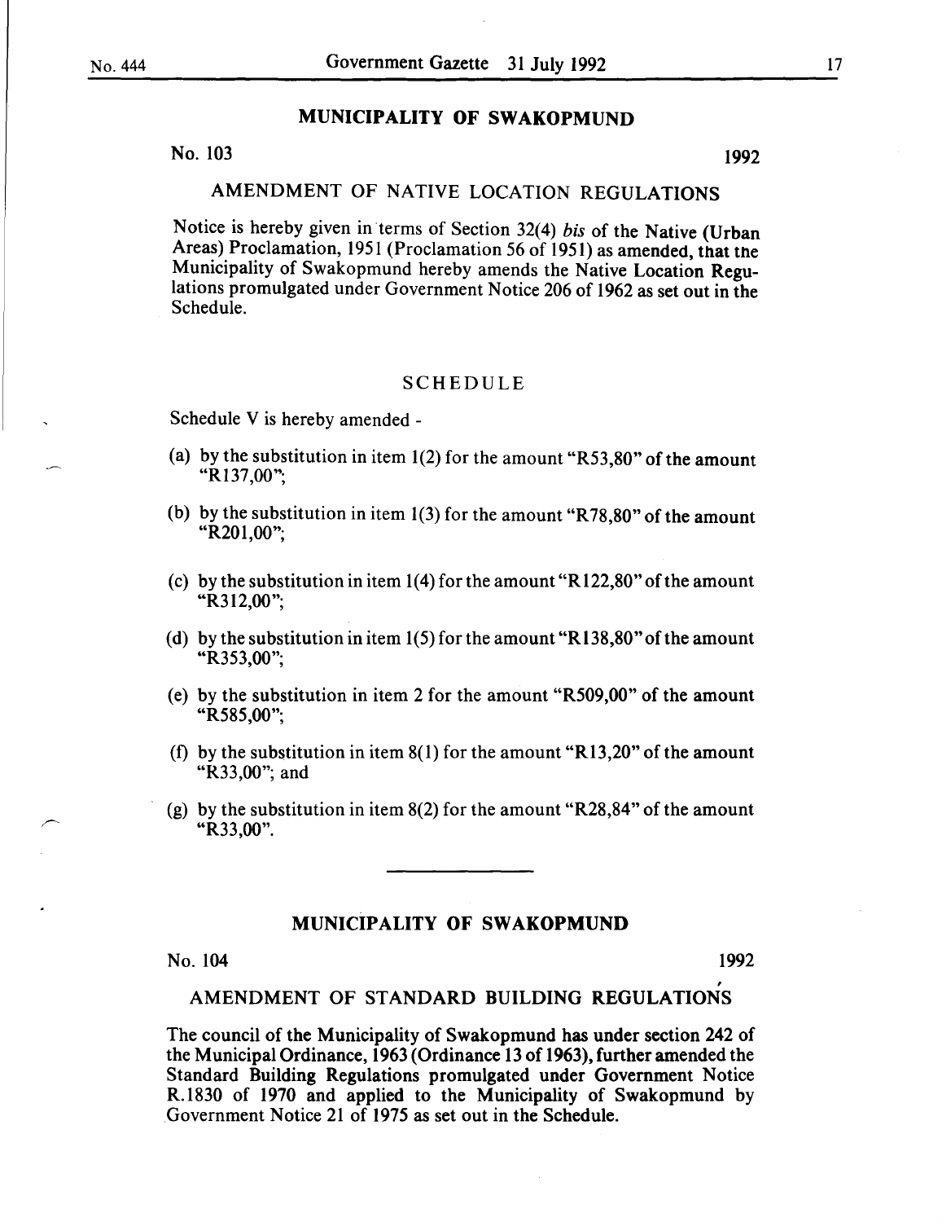## MUNICIPALITY OF SWAKOPMUND

No. 103 1992

### AMENDMENT OF NATIVE LOCATION REGULATIONS

Notice is hereby given in terms of Section 32(4) *bis* of the Native (Urban Areas) Proclamation, 1951 (Proclamation 56 of 1951) as amended, that the Municipality of Swakopmund hereby amends the Native Location Regulations promulgated under Government Notice 206 of 1962 as set out in the Schedule.

### SCHEDULE

Schedule V is hereby amended -

(a) by the substitution in item 1(2) for the amount "R53,80" of the amount "R137,00";

(b) by the substitution in item 1(3) for the amount "R78,80" of the amount "R201,00";

(c) by the substitution in item 1(4) for the amount "R122,80" of the amount "R312,00";

(d) by the substitution in item 1(5) for the amount "R138,80" of the amount "R353,00";

(e) by the substitution in item 2 for the amount "R509,00" of the amount "R585,00";

(f) by the substitution in item 8(1) for the amount "R13,20" of the amount "R33,00"; and

(g) by the substitution in item 8(2) for the amount "R28,84" of the amount "R33,00".

---

## MUNICIPALITY OF SWAKOPMUND

No. 104 1992

### AMENDMENT OF STANDARD BUILDING REGULATIONS

The council of the Municipality of Swakopmund has under section 242 of the Municipal Ordinance, 1963 (Ordinance 13 of 1963), further amended the Standard Building Regulations promulgated under Government Notice R.1830 of 1970 and applied to the Municipality of Swakopmund by Government Notice 21 of 1975 as set out in the Schedule.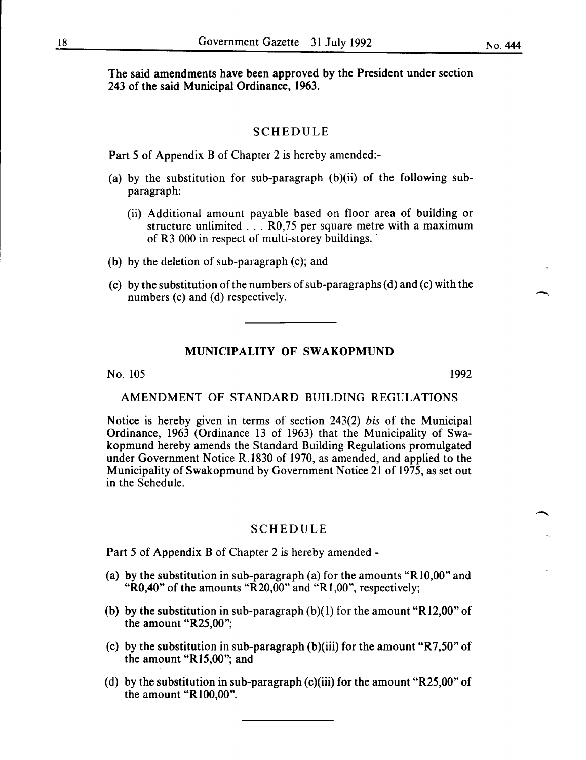The said amendments have been approved by the President under section 243 of the said Municipal Ordinance, 1963.

## SCHEDULE

Part 5 of Appendix B of Chapter 2 is hereby amended:-

(a) by the substitution for sub-paragraph (b)(ii) of the following sub-paragraph:

  (ii) Additional amount payable based on floor area of building or structure unlimited . . . R0,75 per square metre with a maximum of R3 000 in respect of multi-storey buildings.

(b) by the deletion of sub-paragraph (c); and

(c) by the substitution of the numbers of sub-paragraphs (d) and (c) with the numbers (c) and (d) respectively.

---

## MUNICIPALITY OF SWAKOPMUND

No. 105 1992

### AMENDMENT OF STANDARD BUILDING REGULATIONS

Notice is hereby given in terms of section 243(2) *bis* of the Municipal Ordinance, 1963 (Ordinance 13 of 1963) that the Municipality of Swakopmund hereby amends the Standard Building Regulations promulgated under Government Notice R.1830 of 1970, as amended, and applied to the Municipality of Swakopmund by Government Notice 21 of 1975, as set out in the Schedule.

## SCHEDULE

Part 5 of Appendix B of Chapter 2 is hereby amended -

(a) by the substitution in sub-paragraph (a) for the amounts "R10,00" and "R0,40" of the amounts "R20,00" and "R1,00", respectively;

(b) by the substitution in sub-paragraph (b)(1) for the amount "R12,00" of the amount "R25,00";

(c) by the substitution in sub-paragraph (b)(iii) for the amount "R7,50" of the amount "R15,00"; and

(d) by the substitution in sub-paragraph (c)(iii) for the amount "R25,00" of the amount "R100,00".

---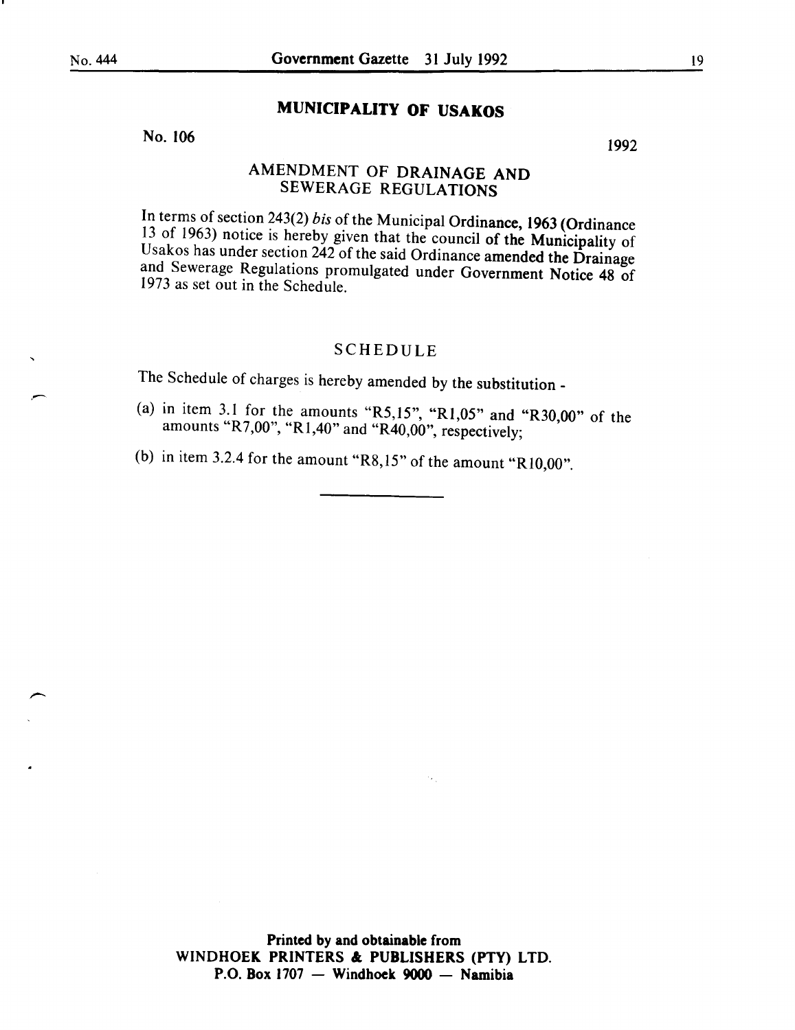## MUNICIPALITY OF USAKOS

No. 106 1992

### AMENDMENT OF DRAINAGE AND SEWERAGE REGULATIONS

In terms of section 243(2) *bis* of the Municipal Ordinance, 1963 (Ordinance 13 of 1963) notice is hereby given that the council of the Municipality of Usakos has under section 242 of the said Ordinance amended the Drainage and Sewerage Regulations promulgated under Government Notice 48 of 1973 as set out in the Schedule.

### SCHEDULE

The Schedule of charges is hereby amended by the substitution -

(a) in item 3.1 for the amounts "R5,15", "R1,05" and "R30,00" of the amounts "R7,00", "R1,40" and "R40,00", respectively;

(b) in item 3.2.4 for the amount "R8,15" of the amount "R10,00".

---

**Printed by and obtainable from**
**WINDHOEK PRINTERS & PUBLISHERS (PTY) LTD.**
**P.O. Box 1707 — Windhoek 9000 — Namibia**